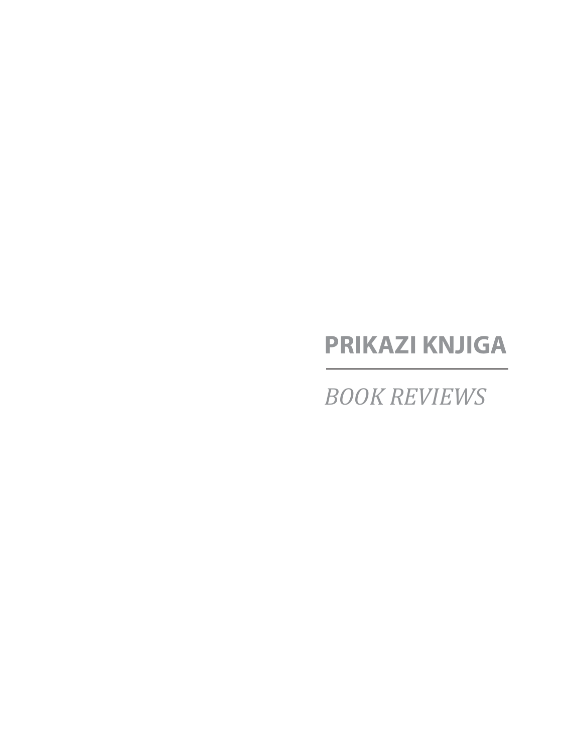# PRIKAZI KNJIGA

*BOOK REVIEWS*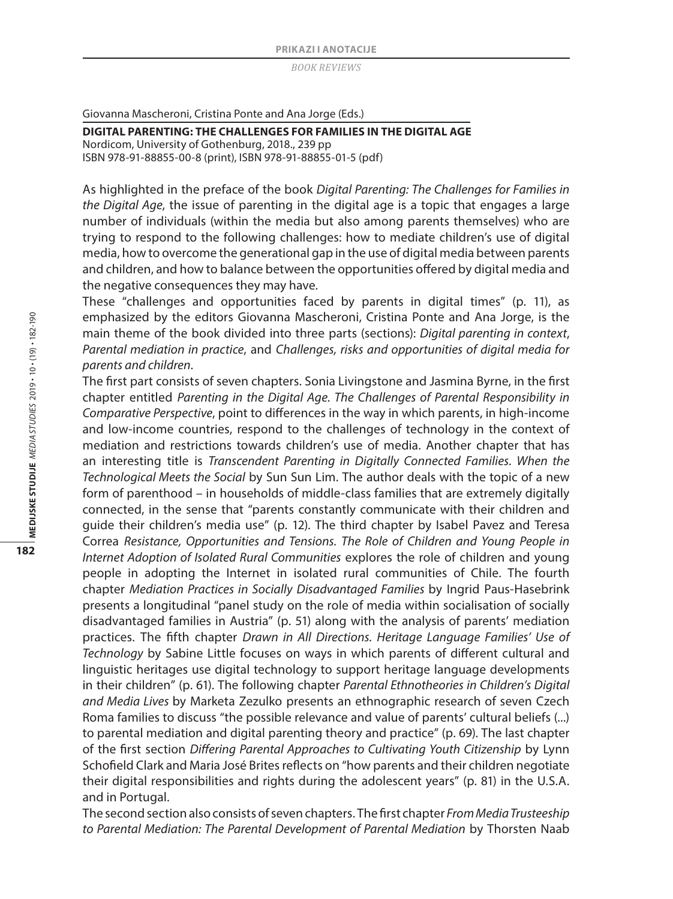Giovanna Mascheroni, Cristina Ponte and Ana Jorge (Eds.)

**DIGITAL PARENTING: THE CHALLENGES FOR FAMILIES IN THE DIGITAL AGE**
Nordicom, University of Gothenburg, 2018., 239 pp
ISBN 978-91-88855-00-8 (print), ISBN 978-91-88855-01-5 (pdf)

As highlighted in the preface of the book *Digital Parenting: The Challenges for Families in the Digital Age*, the issue of parenting in the digital age is a topic that engages a large number of individuals (within the media but also among parents themselves) who are trying to respond to the following challenges: how to mediate children's use of digital media, how to overcome the generational gap in the use of digital media between parents and children, and how to balance between the opportunities offered by digital media and the negative consequences they may have.

These "challenges and opportunities faced by parents in digital times" (p. 11), as emphasized by the editors Giovanna Mascheroni, Cristina Ponte and Ana Jorge, is the main theme of the book divided into three parts (sections): *Digital parenting in context*, *Parental mediation in practice*, and *Challenges, risks and opportunities of digital media for parents and children*.

The first part consists of seven chapters. Sonia Livingstone and Jasmina Byrne, in the first chapter entitled *Parenting in the Digital Age. The Challenges of Parental Responsibility in Comparative Perspective*, point to differences in the way in which parents, in high-income and low-income countries, respond to the challenges of technology in the context of mediation and restrictions towards children's use of media. Another chapter that has an interesting title is *Transcendent Parenting in Digitally Connected Families. When the Technological Meets the Social* by Sun Sun Lim. The author deals with the topic of a new form of parenthood – in households of middle-class families that are extremely digitally connected, in the sense that "parents constantly communicate with their children and guide their children's media use" (p. 12). The third chapter by Isabel Pavez and Teresa Correa *Resistance, Opportunities and Tensions. The Role of Children and Young People in Internet Adoption of Isolated Rural Communities* explores the role of children and young people in adopting the Internet in isolated rural communities of Chile. The fourth chapter *Mediation Practices in Socially Disadvantaged Families* by Ingrid Paus-Hasebrink presents a longitudinal "panel study on the role of media within socialisation of socially disadvantaged families in Austria" (p. 51) along with the analysis of parents' mediation practices. The fifth chapter *Drawn in All Directions. Heritage Language Families' Use of Technology* by Sabine Little focuses on ways in which parents of different cultural and linguistic heritages use digital technology to support heritage language developments in their children" (p. 61). The following chapter *Parental Ethnotheories in Children's Digital and Media Lives* by Marketa Zezulko presents an ethnographic research of seven Czech Roma families to discuss "the possible relevance and value of parents' cultural beliefs (...) to parental mediation and digital parenting theory and practice" (p. 69). The last chapter of the first section *Differing Parental Approaches to Cultivating Youth Citizenship* by Lynn Schofield Clark and Maria José Brites reflects on "how parents and their children negotiate their digital responsibilities and rights during the adolescent years" (p. 81) in the U.S.A. and in Portugal.

The second section also consists of seven chapters. The first chapter *From Media Trusteeship to Parental Mediation: The Parental Development of Parental Mediation* by Thorsten Naab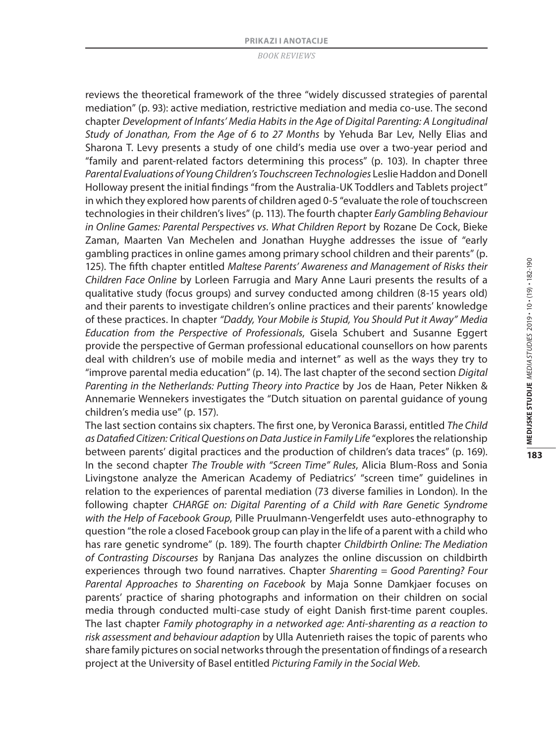reviews the theoretical framework of the three "widely discussed strategies of parental mediation" (p. 93): active mediation, restrictive mediation and media co-use. The second chapter *Development of Infants' Media Habits in the Age of Digital Parenting: A Longitudinal Study of Jonathan, From the Age of 6 to 27 Months* by Yehuda Bar Lev, Nelly Elias and Sharona T. Levy presents a study of one child's media use over a two-year period and "family and parent-related factors determining this process" (p. 103). In chapter three *Parental Evaluations of Young Children's Touchscreen Technologies* Leslie Haddon and Donell Holloway present the initial findings "from the Australia-UK Toddlers and Tablets project" in which they explored how parents of children aged 0-5 "evaluate the role of touchscreen technologies in their children's lives" (p. 113). The fourth chapter *Early Gambling Behaviour in Online Games: Parental Perspectives vs. What Children Report* by Rozane De Cock, Bieke Zaman, Maarten Van Mechelen and Jonathan Huyghe addresses the issue of "early gambling practices in online games among primary school children and their parents" (p. 125). The fifth chapter entitled *Maltese Parents' Awareness and Management of Risks their Children Face Online* by Lorleen Farrugia and Mary Anne Lauri presents the results of a qualitative study (focus groups) and survey conducted among children (8-15 years old) and their parents to investigate children's online practices and their parents' knowledge of these practices. In chapter *"Daddy, Your Mobile is Stupid, You Should Put it Away" Media Education from the Perspective of Professionals*, Gisela Schubert and Susanne Eggert provide the perspective of German professional educational counsellors on how parents deal with children's use of mobile media and internet" as well as the ways they try to "improve parental media education" (p. 14). The last chapter of the second section *Digital Parenting in the Netherlands: Putting Theory into Practice* by Jos de Haan, Peter Nikken & Annemarie Wennekers investigates the "Dutch situation on parental guidance of young children's media use" (p. 157).

The last section contains six chapters. The first one, by Veronica Barassi, entitled *The Child as Datafied Citizen: Critical Questions on Data Justice in Family Life* "explores the relationship between parents' digital practices and the production of children's data traces" (p. 169). In the second chapter *The Trouble with "Screen Time" Rules*, Alicia Blum-Ross and Sonia Livingstone analyze the American Academy of Pediatrics' "screen time" guidelines in relation to the experiences of parental mediation (73 diverse families in London). In the following chapter *CHARGE on: Digital Parenting of a Child with Rare Genetic Syndrome with the Help of Facebook Group*, Pille Pruulmann-Vengerfeldt uses auto-ethnography to question "the role a closed Facebook group can play in the life of a parent with a child who has rare genetic syndrome" (p. 189). The fourth chapter *Childbirth Online: The Mediation of Contrasting Discourses* by Ranjana Das analyzes the online discussion on childbirth experiences through two found narratives. Chapter *Sharenting = Good Parenting? Four Parental Approaches to Sharenting on Facebook* by Maja Sonne Damkjaer focuses on parents' practice of sharing photographs and information on their children on social media through conducted multi-case study of eight Danish first-time parent couples. The last chapter *Family photography in a networked age: Anti-sharenting as a reaction to risk assessment and behaviour adaption* by Ulla Autenrieth raises the topic of parents who share family pictures on social networks through the presentation of findings of a research project at the University of Basel entitled *Picturing Family in the Social Web.*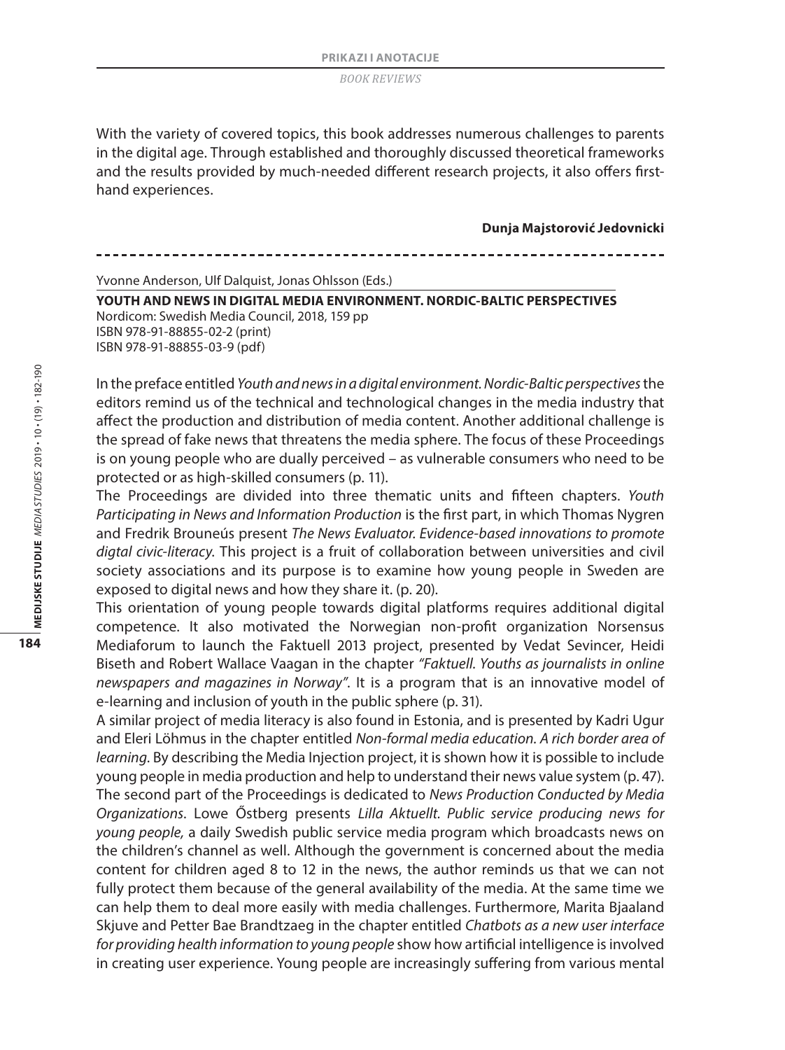With the variety of covered topics, this book addresses numerous challenges to parents in the digital age. Through established and thoroughly discussed theoretical frameworks and the results provided by much-needed different research projects, it also offers first-hand experiences.

**Dunja Majstorović Jedovnicki**

---

Yvonne Anderson, Ulf Dalquist, Jonas Ohlsson (Eds.)

**YOUTH AND NEWS IN DIGITAL MEDIA ENVIRONMENT. NORDIC-BALTIC PERSPECTIVES**
Nordicom: Swedish Media Council, 2018, 159 pp
ISBN 978-91-88855-02-2 (print)
ISBN 978-91-88855-03-9 (pdf)

In the preface entitled *Youth and news in a digital environment. Nordic-Baltic perspectives* the editors remind us of the technical and technological changes in the media industry that affect the production and distribution of media content. Another additional challenge is the spread of fake news that threatens the media sphere. The focus of these Proceedings is on young people who are dually perceived – as vulnerable consumers who need to be protected or as high-skilled consumers (p. 11).

The Proceedings are divided into three thematic units and fifteen chapters. *Youth Participating in News and Information Production* is the first part, in which Thomas Nygren and Fredrik Brouneús present *The News Evaluator. Evidence-based innovations to promote digtal civic-literacy*. This project is a fruit of collaboration between universities and civil society associations and its purpose is to examine how young people in Sweden are exposed to digital news and how they share it. (p. 20).

This orientation of young people towards digital platforms requires additional digital competence. It also motivated the Norwegian non-profit organization Norsensus Mediaforum to launch the Faktuell 2013 project, presented by Vedat Sevincer, Heidi Biseth and Robert Wallace Vaagan in the chapter *"Faktuell. Youths as journalists in online newspapers and magazines in Norway"*. It is a program that is an innovative model of e-learning and inclusion of youth in the public sphere (p. 31).

A similar project of media literacy is also found in Estonia, and is presented by Kadri Ugur and Eleri Löhmus in the chapter entitled *Non-formal media education. A rich border area of learning*. By describing the Media Injection project, it is shown how it is possible to include young people in media production and help to understand their news value system (p. 47).

The second part of the Proceedings is dedicated to *News Production Conducted by Media Organizations*. Lowe Őstberg presents *Lilla Aktuellt. Public service producing news for young people,* a daily Swedish public service media program which broadcasts news on the children's channel as well. Although the government is concerned about the media content for children aged 8 to 12 in the news, the author reminds us that we can not fully protect them because of the general availability of the media. At the same time we can help them to deal more easily with media challenges. Furthermore, Marita Bjaaland Skjuve and Petter Bae Brandtzaeg in the chapter entitled *Chatbots as a new user interface for providing health information to young people* show how artificial intelligence is involved in creating user experience. Young people are increasingly suffering from various mental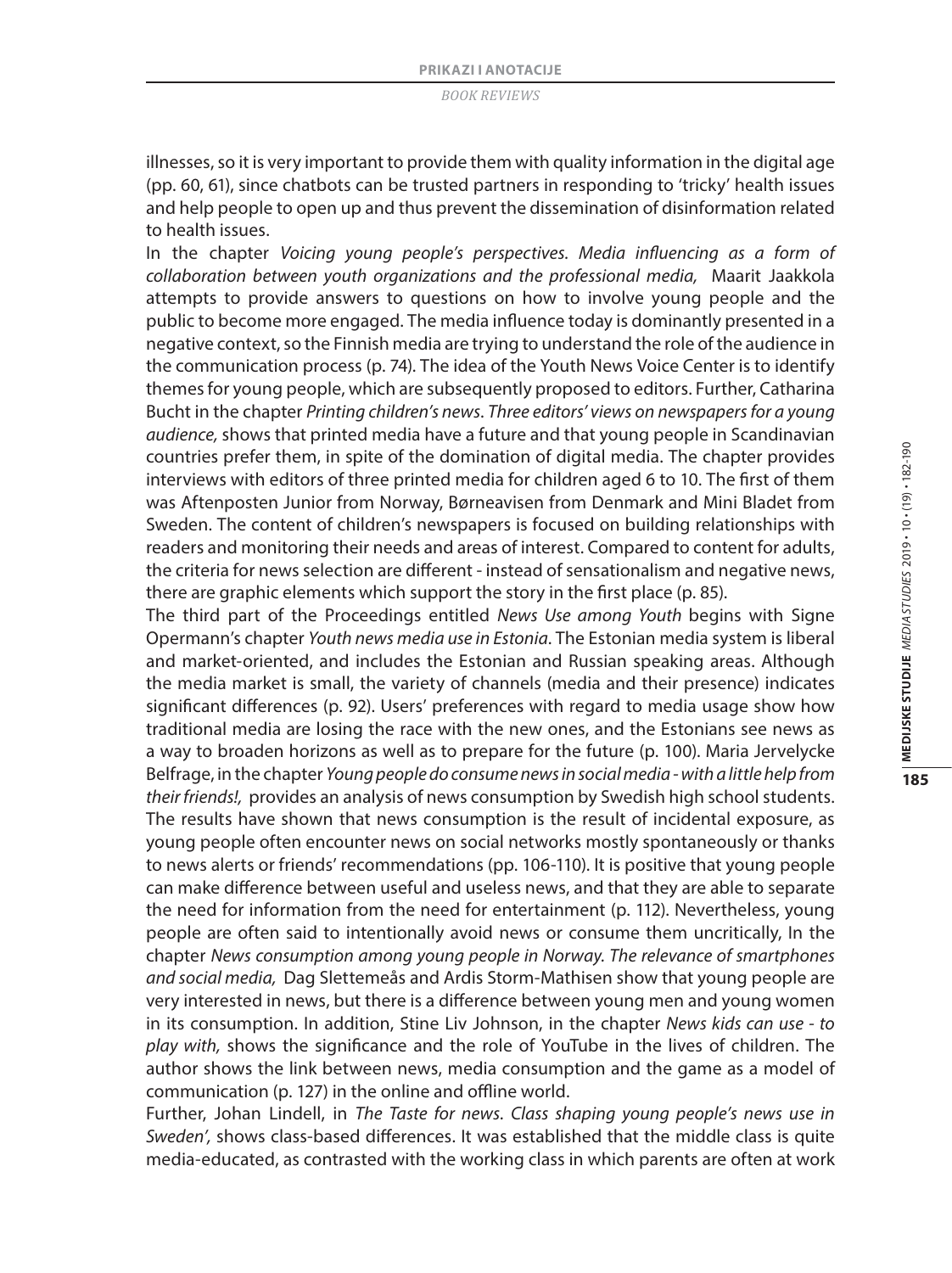illnesses, so it is very important to provide them with quality information in the digital age (pp. 60, 61), since chatbots can be trusted partners in responding to 'tricky' health issues and help people to open up and thus prevent the dissemination of disinformation related to health issues.

In the chapter *Voicing young people's perspectives. Media influencing as a form of collaboration between youth organizations and the professional media,* Maarit Jaakkola attempts to provide answers to questions on how to involve young people and the public to become more engaged. The media influence today is dominantly presented in a negative context, so the Finnish media are trying to understand the role of the audience in the communication process (p. 74). The idea of the Youth News Voice Center is to identify themes for young people, which are subsequently proposed to editors. Further, Catharina Bucht in the chapter *Printing children's news. Three editors' views on newspapers for a young audience,* shows that printed media have a future and that young people in Scandinavian countries prefer them, in spite of the domination of digital media. The chapter provides interviews with editors of three printed media for children aged 6 to 10. The first of them was Aftenposten Junior from Norway, Børneavisen from Denmark and Mini Bladet from Sweden. The content of children's newspapers is focused on building relationships with readers and monitoring their needs and areas of interest. Compared to content for adults, the criteria for news selection are different - instead of sensationalism and negative news, there are graphic elements which support the story in the first place (p. 85).

The third part of the Proceedings entitled *News Use among Youth* begins with Signe Opermann's chapter *Youth news media use in Estonia*. The Estonian media system is liberal and market-oriented, and includes the Estonian and Russian speaking areas. Although the media market is small, the variety of channels (media and their presence) indicates significant differences (p. 92). Users' preferences with regard to media usage show how traditional media are losing the race with the new ones, and the Estonians see news as a way to broaden horizons as well as to prepare for the future (p. 100). Maria Jervelycke Belfrage, in the chapter *Young people do consume news in social media - with a little help from their friends!,* provides an analysis of news consumption by Swedish high school students. The results have shown that news consumption is the result of incidental exposure, as young people often encounter news on social networks mostly spontaneously or thanks to news alerts or friends' recommendations (pp. 106-110). It is positive that young people can make difference between useful and useless news, and that they are able to separate the need for information from the need for entertainment (p. 112). Nevertheless, young people are often said to intentionally avoid news or consume them uncritically, In the chapter *News consumption among young people in Norway. The relevance of smartphones and social media,* Dag Slettemeås and Ardis Storm-Mathisen show that young people are very interested in news, but there is a difference between young men and young women in its consumption. In addition, Stine Liv Johnson, in the chapter *News kids can use - to play with,* shows the significance and the role of YouTube in the lives of children. The author shows the link between news, media consumption and the game as a model of communication (p. 127) in the online and offline world.

Further, Johan Lindell, in *The Taste for news. Class shaping young people's news use in Sweden',* shows class-based differences. It was established that the middle class is quite media-educated, as contrasted with the working class in which parents are often at work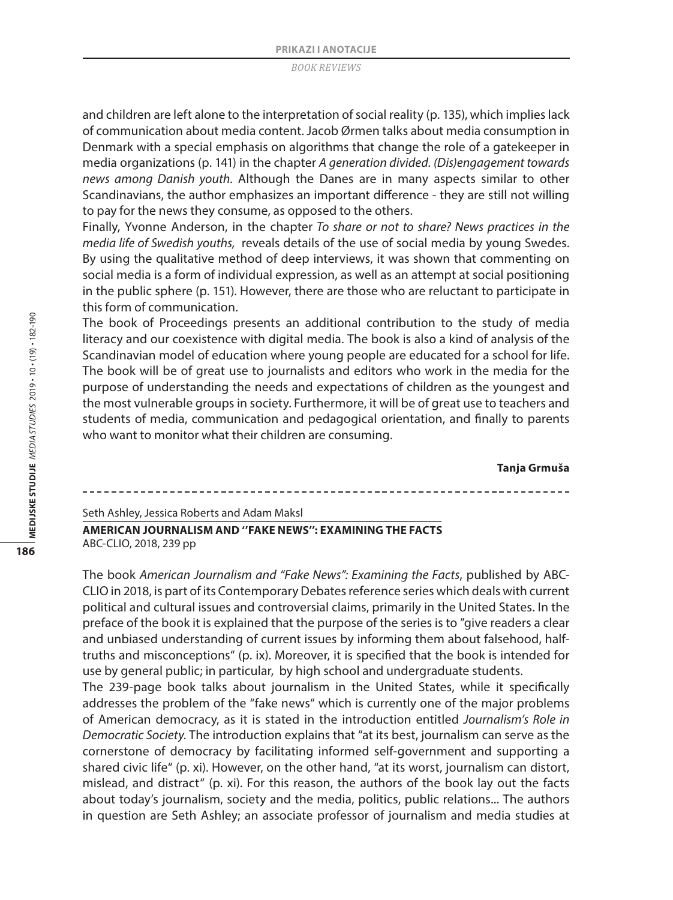and children are left alone to the interpretation of social reality (p. 135), which implies lack of communication about media content. Jacob Ørmen talks about media consumption in Denmark with a special emphasis on algorithms that change the role of a gatekeeper in media organizations (p. 141) in the chapter *A generation divided. (Dis)engagement towards news among Danish youth*. Although the Danes are in many aspects similar to other Scandinavians, the author emphasizes an important difference - they are still not willing to pay for the news they consume, as opposed to the others.

Finally, Yvonne Anderson, in the chapter *To share or not to share? News practices in the media life of Swedish youths,* reveals details of the use of social media by young Swedes. By using the qualitative method of deep interviews, it was shown that commenting on social media is a form of individual expression, as well as an attempt at social positioning in the public sphere (p. 151). However, there are those who are reluctant to participate in this form of communication.

The book of Proceedings presents an additional contribution to the study of media literacy and our coexistence with digital media. The book is also a kind of analysis of the Scandinavian model of education where young people are educated for a school for life. The book will be of great use to journalists and editors who work in the media for the purpose of understanding the needs and expectations of children as the youngest and the most vulnerable groups in society. Furthermore, it will be of great use to teachers and students of media, communication and pedagogical orientation, and finally to parents who want to monitor what their children are consuming.

**Tanja Grmuša**

---

Seth Ashley, Jessica Roberts and Adam Maksl

**AMERICAN JOURNALISM AND ''FAKE NEWS'': EXAMINING THE FACTS**
ABC-CLIO, 2018, 239 pp

The book *American Journalism and "Fake News": Examining the Facts*, published by ABC-CLIO in 2018, is part of its Contemporary Debates reference series which deals with current political and cultural issues and controversial claims, primarily in the United States. In the preface of the book it is explained that the purpose of the series is to "give readers a clear and unbiased understanding of current issues by informing them about falsehood, half-truths and misconceptions" (p. ix). Moreover, it is specified that the book is intended for use by general public; in particular, by high school and undergraduate students.

The 239-page book talks about journalism in the United States, while it specifically addresses the problem of the "fake news" which is currently one of the major problems of American democracy, as it is stated in the introduction entitled *Journalism's Role in Democratic Society.* The introduction explains that "at its best, journalism can serve as the cornerstone of democracy by facilitating informed self-government and supporting a shared civic life" (p. xi). However, on the other hand, "at its worst, journalism can distort, mislead, and distract" (p. xi). For this reason, the authors of the book lay out the facts about today's journalism, society and the media, politics, public relations... The authors in question are Seth Ashley; an associate professor of journalism and media studies at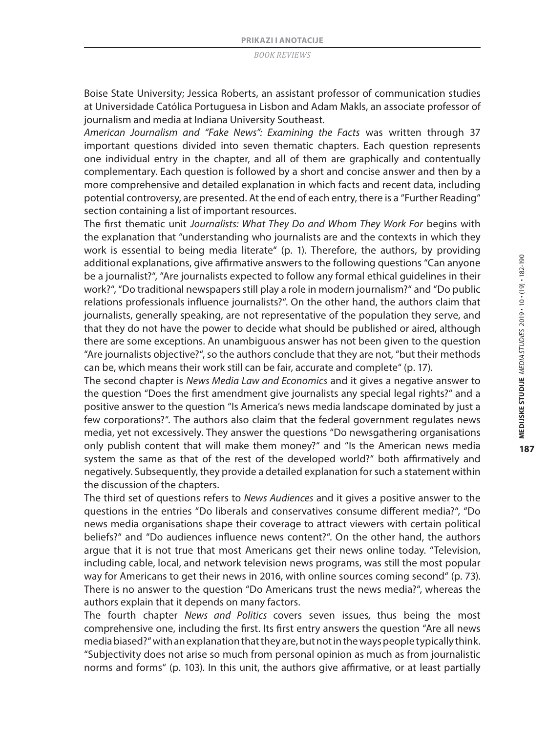Boise State University; Jessica Roberts, an assistant professor of communication studies at Universidade Católica Portuguesa in Lisbon and Adam Makls, an associate professor of journalism and media at Indiana University Southeast.

*American Journalism and "Fake News": Examining the Facts* was written through 37 important questions divided into seven thematic chapters. Each question represents one individual entry in the chapter, and all of them are graphically and contentually complementary. Each question is followed by a short and concise answer and then by a more comprehensive and detailed explanation in which facts and recent data, including potential controversy, are presented. At the end of each entry, there is a "Further Reading" section containing a list of important resources.

The first thematic unit *Journalists: What They Do and Whom They Work For* begins with the explanation that "understanding who journalists are and the contexts in which they work is essential to being media literate" (p. 1). Therefore, the authors, by providing additional explanations, give affirmative answers to the following questions "Can anyone be a journalist?", "Are journalists expected to follow any formal ethical guidelines in their work?", "Do traditional newspapers still play a role in modern journalism?" and "Do public relations professionals influence journalists?". On the other hand, the authors claim that journalists, generally speaking, are not representative of the population they serve, and that they do not have the power to decide what should be published or aired, although there are some exceptions. An unambiguous answer has not been given to the question "Are journalists objective?", so the authors conclude that they are not, "but their methods can be, which means their work still can be fair, accurate and complete" (p. 17).

The second chapter is *News Media Law and Economics* and it gives a negative answer to the question "Does the first amendment give journalists any special legal rights?" and a positive answer to the question "Is America's news media landscape dominated by just a few corporations?". The authors also claim that the federal government regulates news media, yet not excessively. They answer the questions "Do newsgathering organisations only publish content that will make them money?" and "Is the American news media system the same as that of the rest of the developed world?" both affirmatively and negatively. Subsequently, they provide a detailed explanation for such a statement within the discussion of the chapters.

The third set of questions refers to *News Audiences* and it gives a positive answer to the questions in the entries "Do liberals and conservatives consume different media?", "Do news media organisations shape their coverage to attract viewers with certain political beliefs?" and "Do audiences influence news content?". On the other hand, the authors argue that it is not true that most Americans get their news online today. "Television, including cable, local, and network television news programs, was still the most popular way for Americans to get their news in 2016, with online sources coming second" (p. 73). There is no answer to the question "Do Americans trust the news media?", whereas the authors explain that it depends on many factors.

The fourth chapter *News and Politics* covers seven issues, thus being the most comprehensive one, including the first. Its first entry answers the question "Are all news media biased?" with an explanation that they are, but not in the ways people typically think. "Subjectivity does not arise so much from personal opinion as much as from journalistic norms and forms" (p. 103). In this unit, the authors give affirmative, or at least partially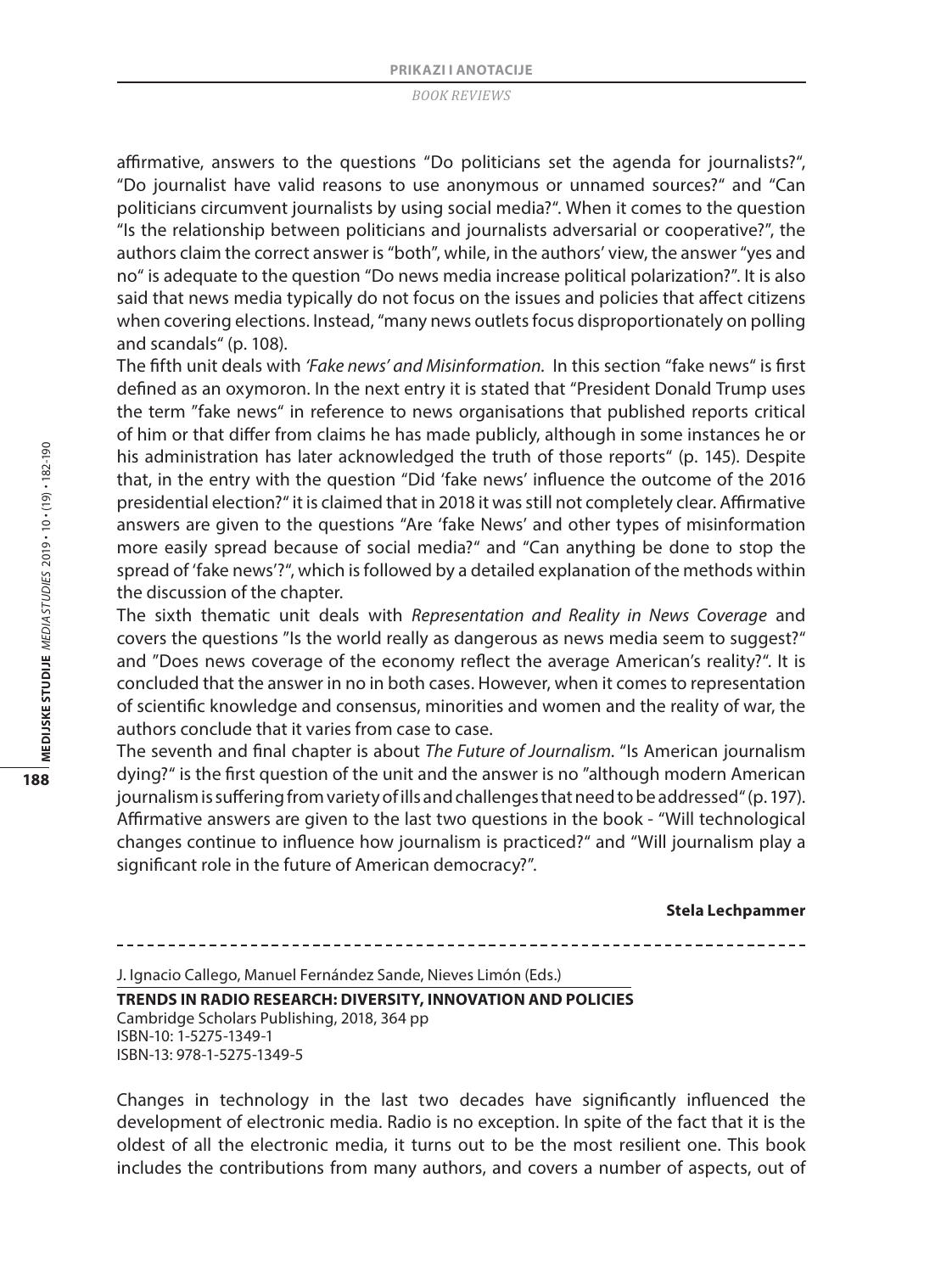affirmative, answers to the questions "Do politicians set the agenda for journalists?", "Do journalist have valid reasons to use anonymous or unnamed sources?" and "Can politicians circumvent journalists by using social media?". When it comes to the question "Is the relationship between politicians and journalists adversarial or cooperative?", the authors claim the correct answer is "both", while, in the authors' view, the answer "yes and no" is adequate to the question "Do news media increase political polarization?". It is also said that news media typically do not focus on the issues and policies that affect citizens when covering elections. Instead, "many news outlets focus disproportionately on polling and scandals" (p. 108).

The fifth unit deals with *'Fake news' and Misinformation.* In this section "fake news" is first defined as an oxymoron. In the next entry it is stated that "President Donald Trump uses the term "fake news" in reference to news organisations that published reports critical of him or that differ from claims he has made publicly, although in some instances he or his administration has later acknowledged the truth of those reports" (p. 145). Despite that, in the entry with the question "Did 'fake news' influence the outcome of the 2016 presidential election?" it is claimed that in 2018 it was still not completely clear. Affirmative answers are given to the questions "Are 'fake News' and other types of misinformation more easily spread because of social media?" and "Can anything be done to stop the spread of 'fake news'?", which is followed by a detailed explanation of the methods within the discussion of the chapter.

The sixth thematic unit deals with *Representation and Reality in News Coverage* and covers the questions "Is the world really as dangerous as news media seem to suggest?" and "Does news coverage of the economy reflect the average American's reality?". It is concluded that the answer in no in both cases. However, when it comes to representation of scientific knowledge and consensus, minorities and women and the reality of war, the authors conclude that it varies from case to case.

The seventh and final chapter is about *The Future of Journalism*. "Is American journalism dying?" is the first question of the unit and the answer is no "although modern American journalism is suffering from variety of ills and challenges that need to be addressed" (p. 197). Affirmative answers are given to the last two questions in the book - "Will technological changes continue to influence how journalism is practiced?" and "Will journalism play a significant role in the future of American democracy?".

**Stela Lechpammer**

---

J. Ignacio Callego, Manuel Fernández Sande, Nieves Limón (Eds.)

**TRENDS IN RADIO RESEARCH: DIVERSITY, INNOVATION AND POLICIES**
Cambridge Scholars Publishing, 2018, 364 pp
ISBN-10: 1-5275-1349-1
ISBN-13: 978-1-5275-1349-5

Changes in technology in the last two decades have significantly influenced the development of electronic media. Radio is no exception. In spite of the fact that it is the oldest of all the electronic media, it turns out to be the most resilient one. This book includes the contributions from many authors, and covers a number of aspects, out of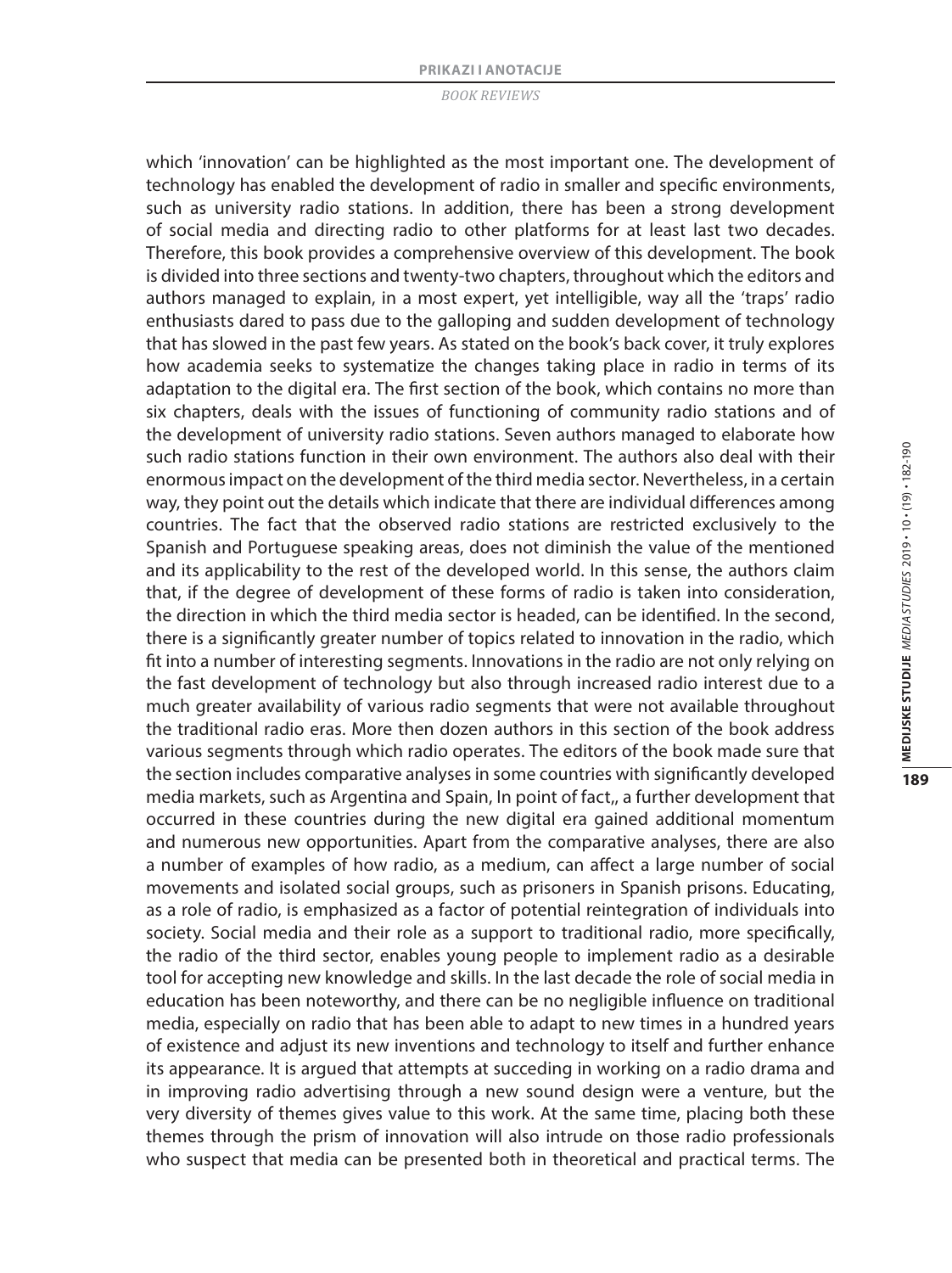which 'innovation' can be highlighted as the most important one. The development of technology has enabled the development of radio in smaller and specific environments, such as university radio stations. In addition, there has been a strong development of social media and directing radio to other platforms for at least last two decades. Therefore, this book provides a comprehensive overview of this development. The book is divided into three sections and twenty-two chapters, throughout which the editors and authors managed to explain, in a most expert, yet intelligible, way all the 'traps' radio enthusiasts dared to pass due to the galloping and sudden development of technology that has slowed in the past few years. As stated on the book's back cover, it truly explores how academia seeks to systematize the changes taking place in radio in terms of its adaptation to the digital era. The first section of the book, which contains no more than six chapters, deals with the issues of functioning of community radio stations and of the development of university radio stations. Seven authors managed to elaborate how such radio stations function in their own environment. The authors also deal with their enormous impact on the development of the third media sector. Nevertheless, in a certain way, they point out the details which indicate that there are individual differences among countries. The fact that the observed radio stations are restricted exclusively to the Spanish and Portuguese speaking areas, does not diminish the value of the mentioned and its applicability to the rest of the developed world. In this sense, the authors claim that, if the degree of development of these forms of radio is taken into consideration, the direction in which the third media sector is headed, can be identified. In the second, there is a significantly greater number of topics related to innovation in the radio, which fit into a number of interesting segments. Innovations in the radio are not only relying on the fast development of technology but also through increased radio interest due to a much greater availability of various radio segments that were not available throughout the traditional radio eras. More then dozen authors in this section of the book address various segments through which radio operates. The editors of the book made sure that the section includes comparative analyses in some countries with significantly developed media markets, such as Argentina and Spain, In point of fact,, a further development that occurred in these countries during the new digital era gained additional momentum and numerous new opportunities. Apart from the comparative analyses, there are also a number of examples of how radio, as a medium, can affect a large number of social movements and isolated social groups, such as prisoners in Spanish prisons. Educating, as a role of radio, is emphasized as a factor of potential reintegration of individuals into society. Social media and their role as a support to traditional radio, more specifically, the radio of the third sector, enables young people to implement radio as a desirable tool for accepting new knowledge and skills. In the last decade the role of social media in education has been noteworthy, and there can be no negligible influence on traditional media, especially on radio that has been able to adapt to new times in a hundred years of existence and adjust its new inventions and technology to itself and further enhance its appearance. It is argued that attempts at succeding in working on a radio drama and in improving radio advertising through a new sound design were a venture, but the very diversity of themes gives value to this work. At the same time, placing both these themes through the prism of innovation will also intrude on those radio professionals who suspect that media can be presented both in theoretical and practical terms. The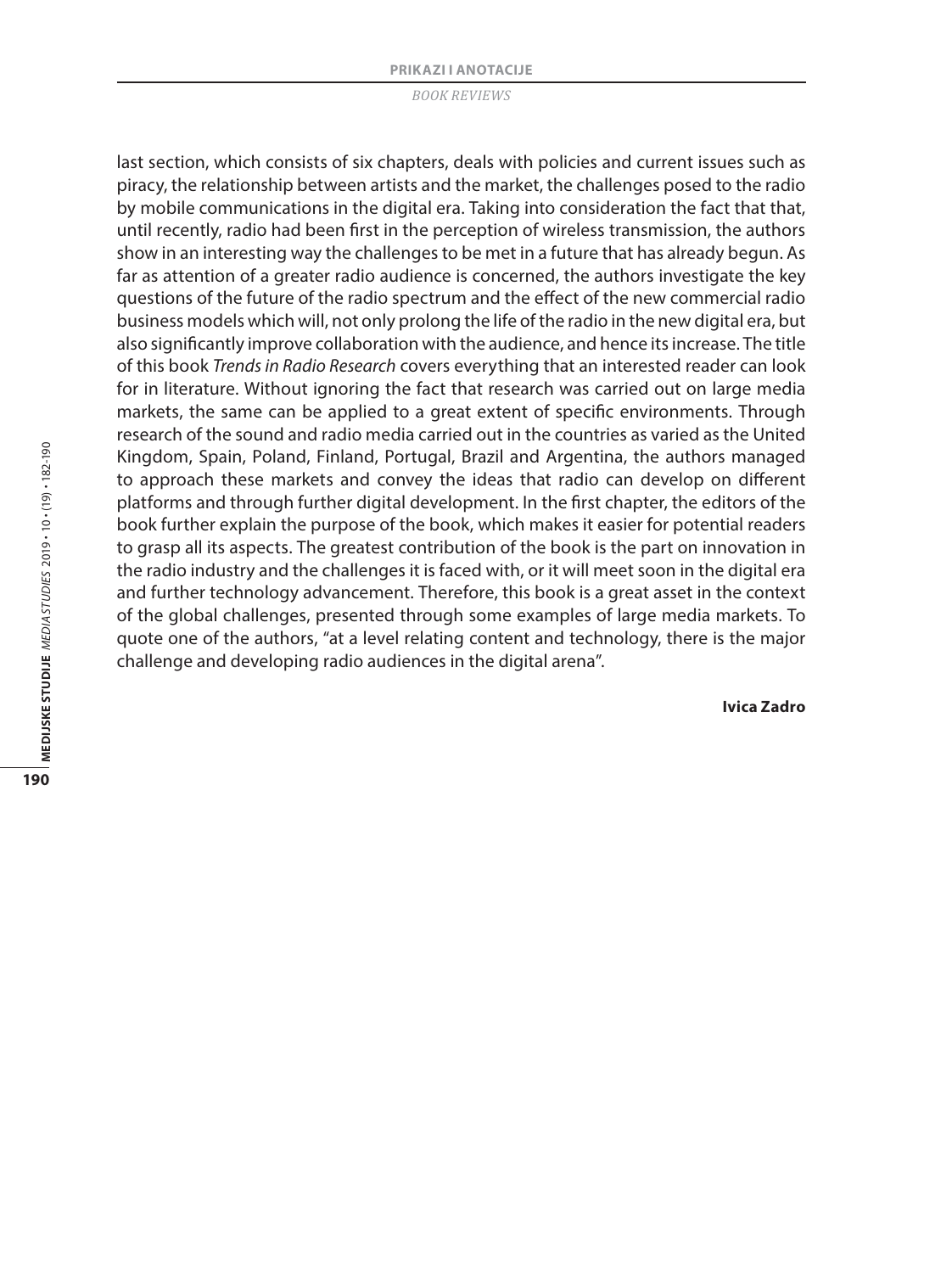last section, which consists of six chapters, deals with policies and current issues such as piracy, the relationship between artists and the market, the challenges posed to the radio by mobile communications in the digital era. Taking into consideration the fact that that, until recently, radio had been first in the perception of wireless transmission, the authors show in an interesting way the challenges to be met in a future that has already begun. As far as attention of a greater radio audience is concerned, the authors investigate the key questions of the future of the radio spectrum and the effect of the new commercial radio business models which will, not only prolong the life of the radio in the new digital era, but also significantly improve collaboration with the audience, and hence its increase. The title of this book *Trends in Radio Research* covers everything that an interested reader can look for in literature. Without ignoring the fact that research was carried out on large media markets, the same can be applied to a great extent of specific environments. Through research of the sound and radio media carried out in the countries as varied as the United Kingdom, Spain, Poland, Finland, Portugal, Brazil and Argentina, the authors managed to approach these markets and convey the ideas that radio can develop on different platforms and through further digital development. In the first chapter, the editors of the book further explain the purpose of the book, which makes it easier for potential readers to grasp all its aspects. The greatest contribution of the book is the part on innovation in the radio industry and the challenges it is faced with, or it will meet soon in the digital era and further technology advancement. Therefore, this book is a great asset in the context of the global challenges, presented through some examples of large media markets. To quote one of the authors, "at a level relating content and technology, there is the major challenge and developing radio audiences in the digital arena".

**Ivica Zadro**